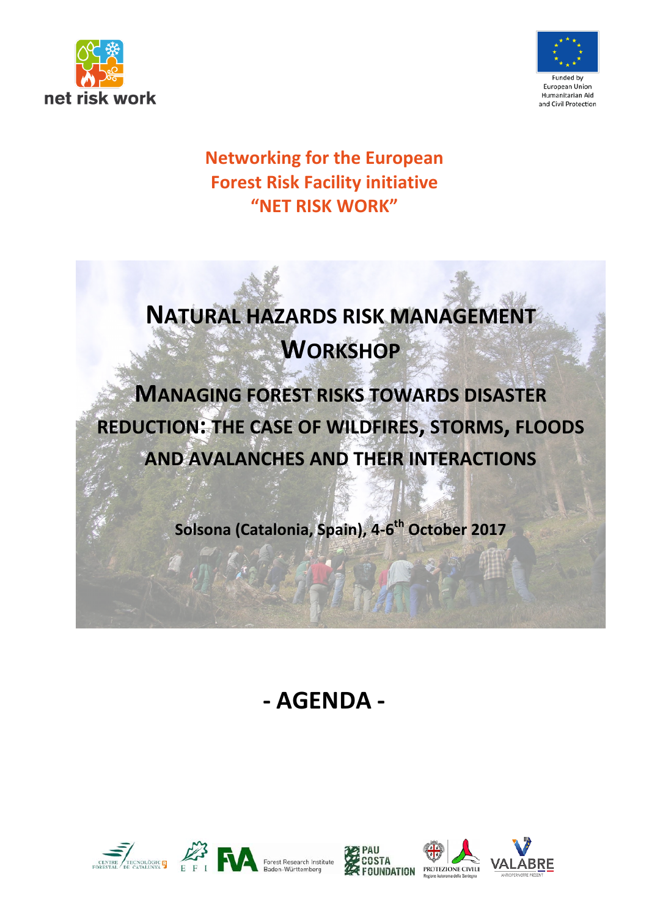net risk work

Funded by European Union Humanitarian Aid and Civil Protection

# Networking for the European Forest Risk Facility initiative "NET RISK WORK"

# NATURAL HAZARDS RISK MANAGEMENT WORKSHOP

## MANAGING FOREST RISKS TOWARDS DISASTER REDUCTION: THE CASE OF WILDFIRES, STORMS, FLOODS AND AVALANCHES AND THEIR INTERACTIONS

**Solsona (Catalonia, Spain), 4-6th October 2017**

# - AGENDA -

Centre Tecnològic Forestal de Catalunya · EFI · FVA Forest Research Institute Baden-Württemberg · Pau Costa Foundation · Protezione Civile Regione Autonoma della Sardegna · Valabre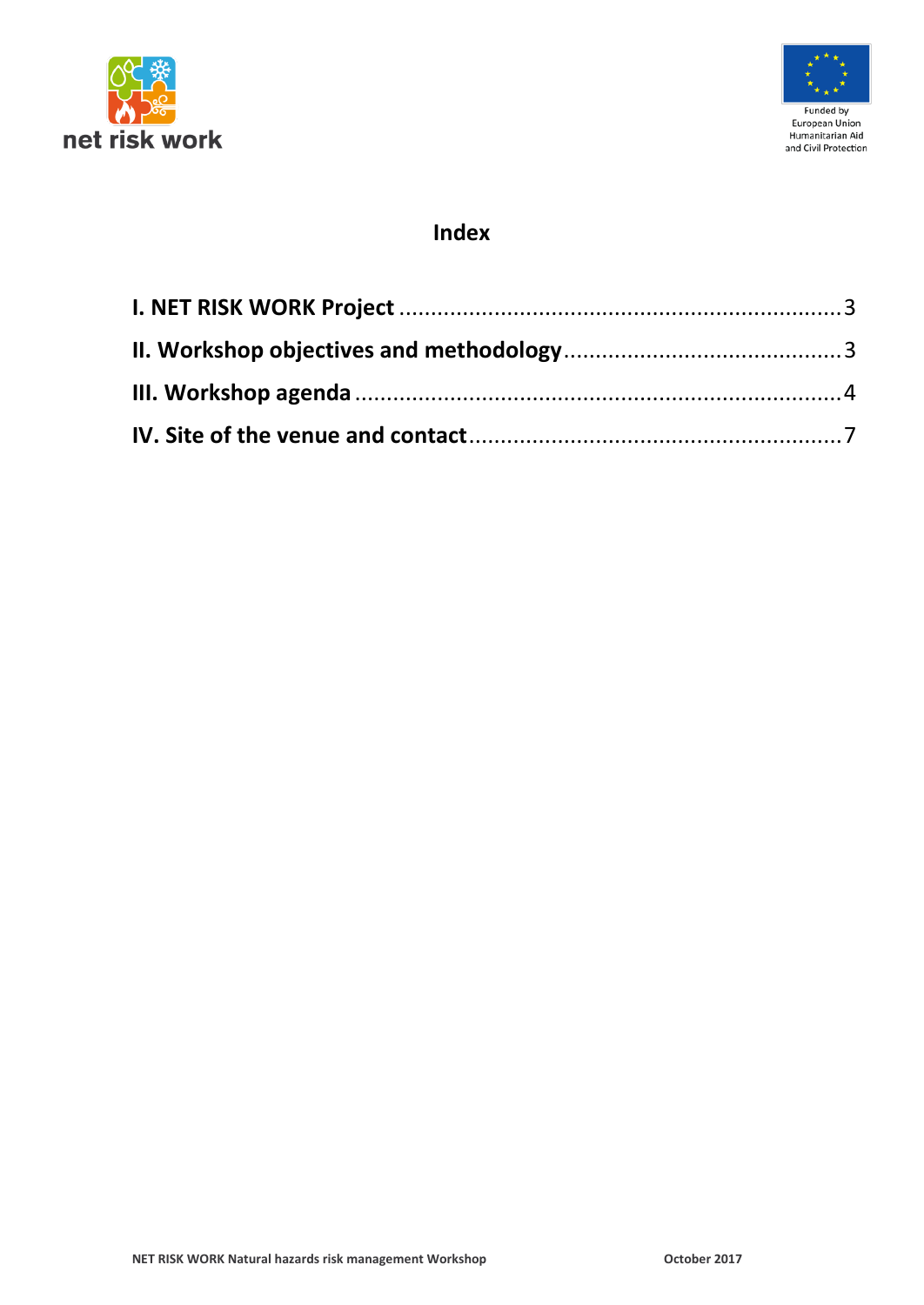# Index

I. NET RISK WORK Project ........................................................................ 3

II. Workshop objectives and methodology ............................................... 3

III. Workshop agenda ............................................................................... 4

IV. Site of the venue and contact .............................................................. 7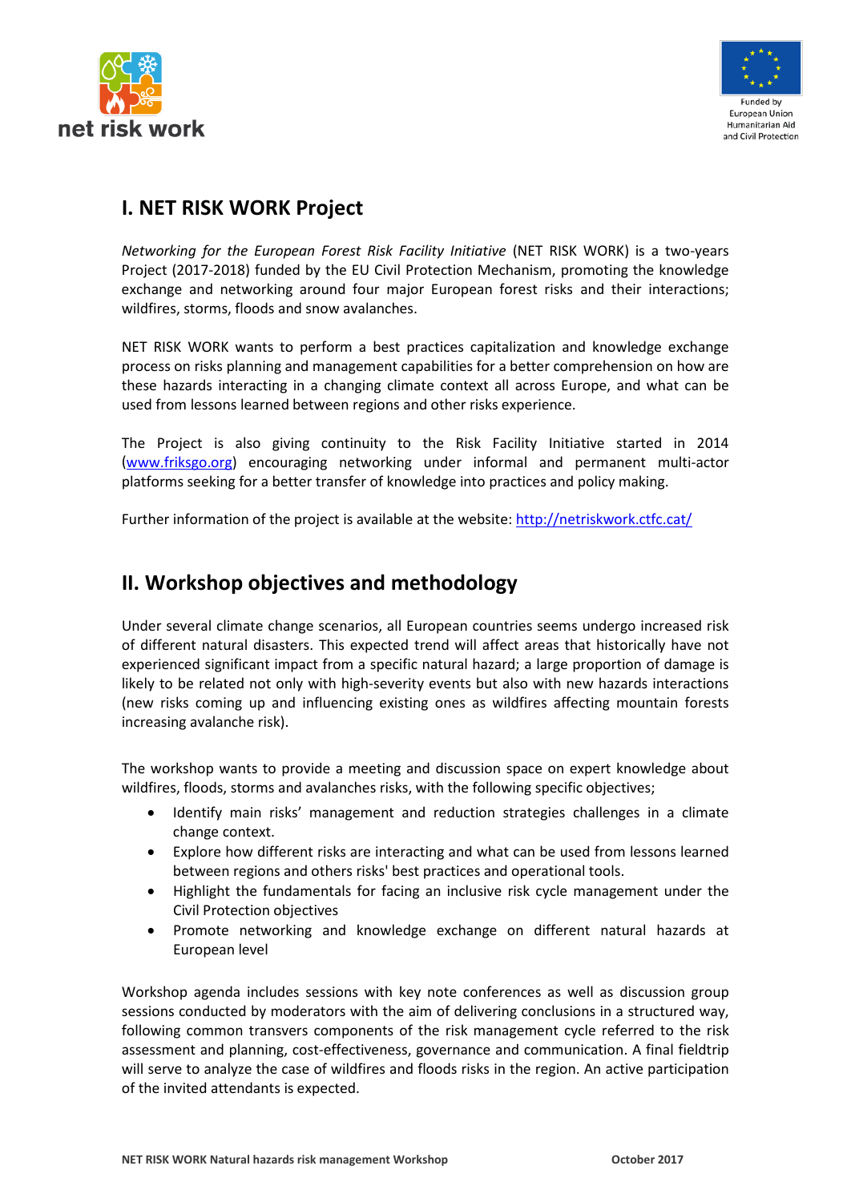## I. NET RISK WORK Project

*Networking for the European Forest Risk Facility Initiative* (NET RISK WORK) is a two-years Project (2017-2018) funded by the EU Civil Protection Mechanism, promoting the knowledge exchange and networking around four major European forest risks and their interactions; wildfires, storms, floods and snow avalanches.

NET RISK WORK wants to perform a best practices capitalization and knowledge exchange process on risks planning and management capabilities for a better comprehension on how are these hazards interacting in a changing climate context all across Europe, and what can be used from lessons learned between regions and other risks experience.

The Project is also giving continuity to the Risk Facility Initiative started in 2014 ([www.friksgo.org](www.friksgo.org)) encouraging networking under informal and permanent multi-actor platforms seeking for a better transfer of knowledge into practices and policy making.

Further information of the project is available at the website: [http://netriskwork.ctfc.cat/](http://netriskwork.ctfc.cat/)

## II. Workshop objectives and methodology

Under several climate change scenarios, all European countries seems undergo increased risk of different natural disasters. This expected trend will affect areas that historically have not experienced significant impact from a specific natural hazard; a large proportion of damage is likely to be related not only with high-severity events but also with new hazards interactions (new risks coming up and influencing existing ones as wildfires affecting mountain forests increasing avalanche risk).

The workshop wants to provide a meeting and discussion space on expert knowledge about wildfires, floods, storms and avalanches risks, with the following specific objectives;

- Identify main risks' management and reduction strategies challenges in a climate change context.
- Explore how different risks are interacting and what can be used from lessons learned between regions and others risks' best practices and operational tools.
- Highlight the fundamentals for facing an inclusive risk cycle management under the Civil Protection objectives
- Promote networking and knowledge exchange on different natural hazards at European level

Workshop agenda includes sessions with key note conferences as well as discussion group sessions conducted by moderators with the aim of delivering conclusions in a structured way, following common transvers components of the risk management cycle referred to the risk assessment and planning, cost-effectiveness, governance and communication. A final fieldtrip will serve to analyze the case of wildfires and floods risks in the region. An active participation of the invited attendants is expected.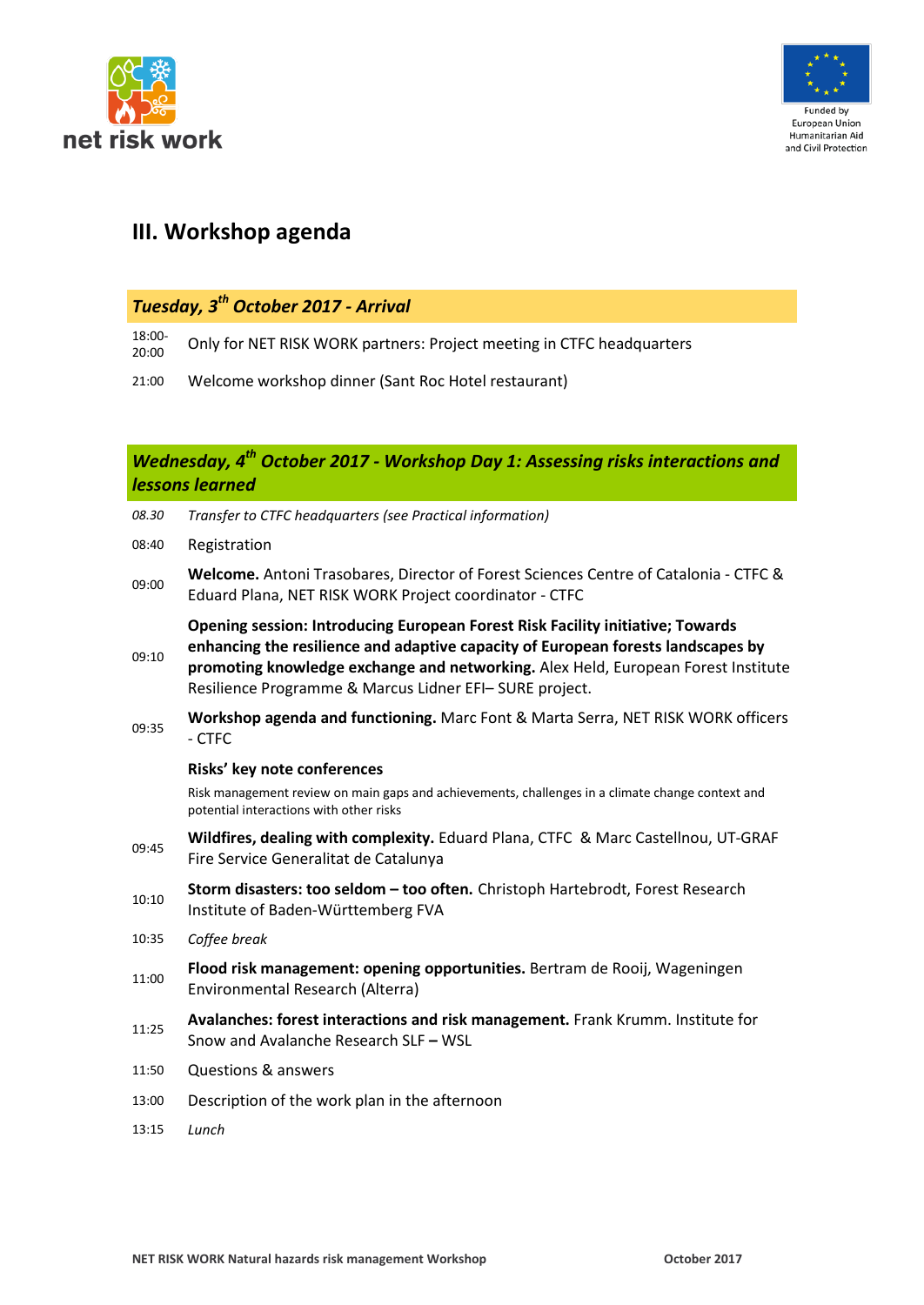## III. Workshop agenda

### *Tuesday, 3rd October 2017 - Arrival*

| | |
|---|---|
| 18:00-20:00 | Only for NET RISK WORK partners: Project meeting in CTFC headquarters |
| 21:00 | Welcome workshop dinner (Sant Roc Hotel restaurant) |

### *Wednesday, 4th October 2017 - Workshop Day 1: Assessing risks interactions and lessons learned*

| | |
|---|---|
| *08.30* | *Transfer to CTFC headquarters (see Practical information)* |
| 08:40 | Registration |
| 09:00 | **Welcome.** Antoni Trasobares, Director of Forest Sciences Centre of Catalonia - CTFC & Eduard Plana, NET RISK WORK Project coordinator - CTFC |
| 09:10 | **Opening session: Introducing European Forest Risk Facility initiative; Towards enhancing the resilience and adaptive capacity of European forests landscapes by promoting knowledge exchange and networking.** Alex Held, European Forest Institute Resilience Programme & Marcus Lidner EFI– SURE project. |
| 09:35 | **Workshop agenda and functioning.** Marc Font & Marta Serra, NET RISK WORK officers - CTFC |
| | **Risks' key note conferences** <br> Risk management review on main gaps and achievements, challenges in a climate change context and potential interactions with other risks |
| 09:45 | **Wildfires, dealing with complexity.** Eduard Plana, CTFC & Marc Castellnou, UT-GRAF Fire Service Generalitat de Catalunya |
| 10:10 | **Storm disasters: too seldom – too often.** Christoph Hartebrodt, Forest Research Institute of Baden-Württemberg FVA |
| 10:35 | *Coffee break* |
| 11:00 | **Flood risk management: opening opportunities.** Bertram de Rooij, Wageningen Environmental Research (Alterra) |
| 11:25 | **Avalanches: forest interactions and risk management.** Frank Krumm. Institute for Snow and Avalanche Research SLF **–** WSL |
| 11:50 | Questions & answers |
| 13:00 | Description of the work plan in the afternoon |
| 13:15 | *Lunch* |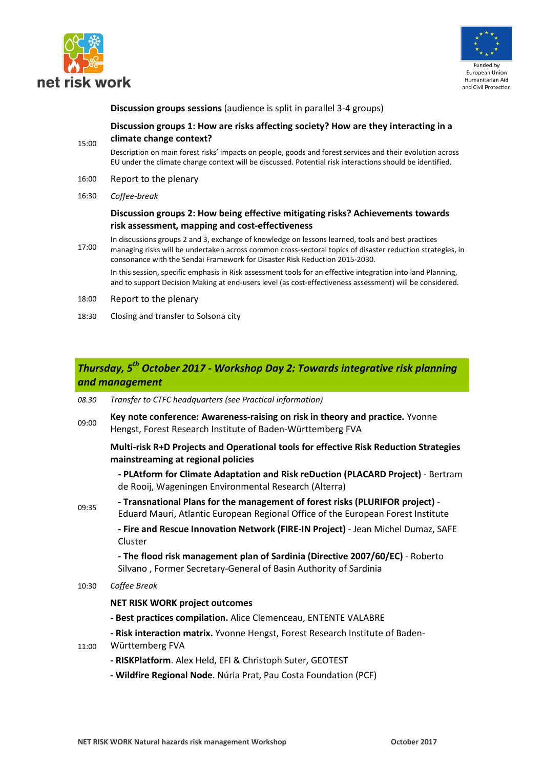**Discussion groups sessions** (audience is split in parallel 3-4 groups)

15:00 **Discussion groups 1: How are risks affecting society? How are they interacting in a climate change context?**

Description on main forest risks' impacts on people, goods and forest services and their evolution across EU under the climate change context will be discussed. Potential risk interactions should be identified.

16:00 Report to the plenary

16:30 *Coffee-break*

17:00 **Discussion groups 2: How being effective mitigating risks? Achievements towards risk assessment, mapping and cost-effectiveness**

In discussions groups 2 and 3, exchange of knowledge on lessons learned, tools and best practices managing risks will be undertaken across common cross-sectoral topics of disaster reduction strategies, in consonance with the Sendai Framework for Disaster Risk Reduction 2015-2030.

In this session, specific emphasis in Risk assessment tools for an effective integration into land Planning, and to support Decision Making at end-users level (as cost-effectiveness assessment) will be considered.

18:00 Report to the plenary

18:30 Closing and transfer to Solsona city

## *Thursday, 5th October 2017 - Workshop Day 2: Towards integrative risk planning and management*

*08.30* *Transfer to CTFC headquarters (see Practical information)*

09:00 **Key note conference: Awareness-raising on risk in theory and practice.** Yvonne Hengst, Forest Research Institute of Baden-Württemberg FVA

09:35 **Multi-risk R+D Projects and Operational tools for effective Risk Reduction Strategies mainstreaming at regional policies**

- **PLAtform for Climate Adaptation and Risk reDuction (PLACARD Project)** - Bertram de Rooij, Wageningen Environmental Research (Alterra)
- **Transnational Plans for the management of forest risks (PLURIFOR project)** - Eduard Mauri, Atlantic European Regional Office of the European Forest Institute
- **Fire and Rescue Innovation Network (FIRE-IN Project)** - Jean Michel Dumaz, SAFE Cluster
- **The flood risk management plan of Sardinia (Directive 2007/60/EC)** - Roberto Silvano , Former Secretary-General of Basin Authority of Sardinia

10:30 *Coffee Break*

11:00 **NET RISK WORK project outcomes**

- **Best practices compilation.** Alice Clemenceau, ENTENTE VALABRE
- **Risk interaction matrix.** Yvonne Hengst, Forest Research Institute of Baden-Württemberg FVA
- **RISKPlatform**. Alex Held, EFI & Christoph Suter, GEOTEST
- **Wildfire Regional Node**. Núria Prat, Pau Costa Foundation (PCF)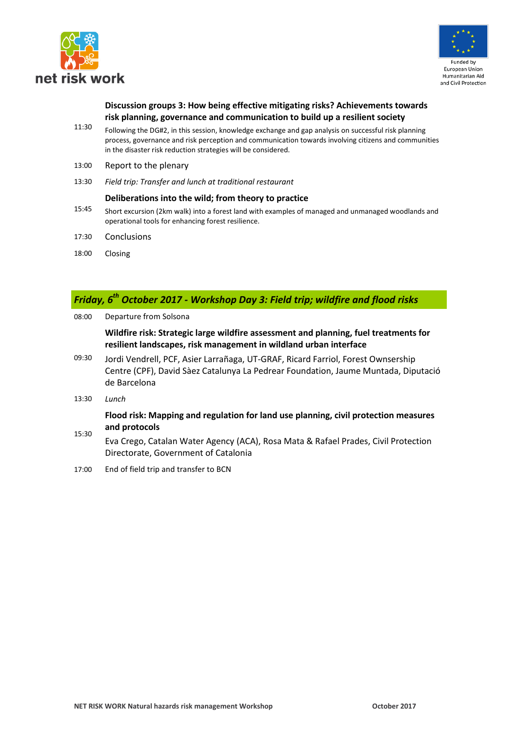| | |
|---|---|
| 11:30 | **Discussion groups 3: How being effective mitigating risks? Achievements towards risk planning, governance and communication to build up a resilient society**<br>Following the DG#2, in this session, knowledge exchange and gap analysis on successful risk planning process, governance and risk perception and communication towards involving citizens and communities in the disaster risk reduction strategies will be considered. |
| 13:00 | Report to the plenary |
| 13:30 | *Field trip: Transfer and lunch at traditional restaurant* |
| 15:45 | **Deliberations into the wild; from theory to practice**<br>Short excursion (2km walk) into a forest land with examples of managed and unmanaged woodlands and operational tools for enhancing forest resilience. |
| 17:30 | Conclusions |
| 18:00 | Closing |

## *Friday, 6th October 2017 - Workshop Day 3: Field trip; wildfire and flood risks*

| | |
|---|---|
| 08:00 | Departure from Solsona |
| 09:30 | **Wildfire risk: Strategic large wildfire assessment and planning, fuel treatments for resilient landscapes, risk management in wildland urban interface**<br>Jordi Vendrell, PCF, Asier Larrañaga, UT-GRAF, Ricard Farriol, Forest Ownsership Centre (CPF), David Sàez Catalunya La Pedrear Foundation, Jaume Muntada, Diputació de Barcelona |
| 13:30 | *Lunch* |
| 15:30 | **Flood risk: Mapping and regulation for land use planning, civil protection measures and protocols**<br>Eva Crego, Catalan Water Agency (ACA), Rosa Mata & Rafael Prades, Civil Protection Directorate, Government of Catalonia |
| 17:00 | End of field trip and transfer to BCN |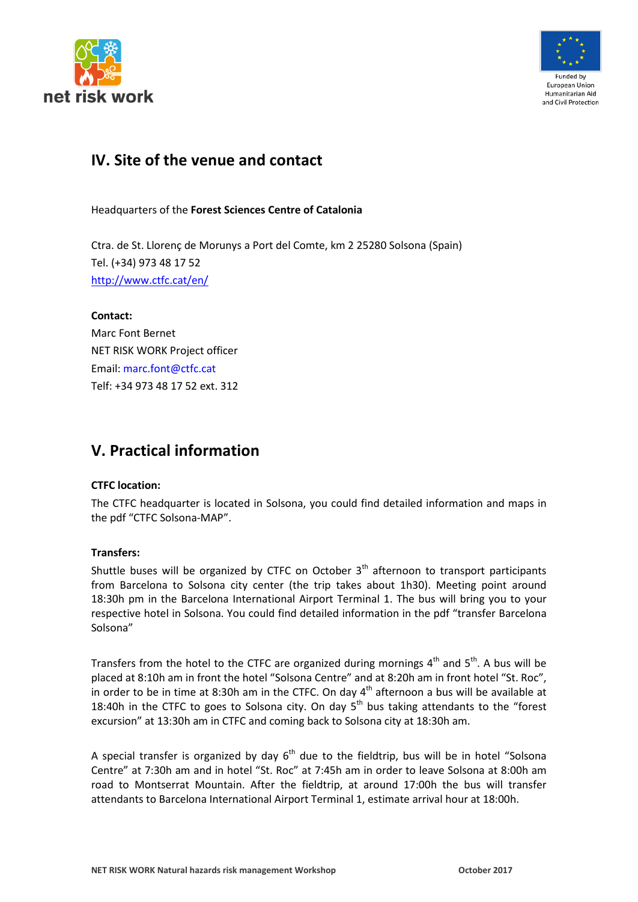## IV. Site of the venue and contact

Headquarters of the **Forest Sciences Centre of Catalonia**

Ctra. de St. Llorenç de Morunys a Port del Comte, km 2 25280 Solsona (Spain)
Tel. (+34) 973 48 17 52
http://www.ctfc.cat/en/

**Contact:**
Marc Font Bernet
NET RISK WORK Project officer
Email: marc.font@ctfc.cat
Telf: +34 973 48 17 52 ext. 312

## V. Practical information

**CTFC location:**

The CTFC headquarter is located in Solsona, you could find detailed information and maps in the pdf "CTFC Solsona-MAP".

**Transfers:**

Shuttle buses will be organized by CTFC on October 3th afternoon to transport participants from Barcelona to Solsona city center (the trip takes about 1h30). Meeting point around 18:30h pm in the Barcelona International Airport Terminal 1. The bus will bring you to your respective hotel in Solsona. You could find detailed information in the pdf "transfer Barcelona Solsona"

Transfers from the hotel to the CTFC are organized during mornings 4th and 5th. A bus will be placed at 8:10h am in front the hotel "Solsona Centre" and at 8:20h am in front hotel "St. Roc", in order to be in time at 8:30h am in the CTFC. On day 4th afternoon a bus will be available at 18:40h in the CTFC to goes to Solsona city. On day 5th bus taking attendants to the "forest excursion" at 13:30h am in CTFC and coming back to Solsona city at 18:30h am.

A special transfer is organized by day 6th due to the fieldtrip, bus will be in hotel "Solsona Centre" at 7:30h am and in hotel "St. Roc" at 7:45h am in order to leave Solsona at 8:00h am road to Montserrat Mountain. After the fieldtrip, at around 17:00h the bus will transfer attendants to Barcelona International Airport Terminal 1, estimate arrival hour at 18:00h.